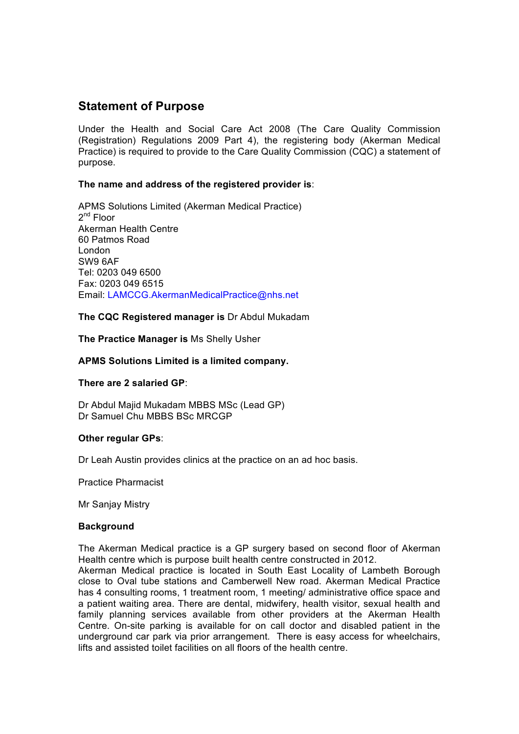# Statement of Purpose

Under the Health and Social Care Act 2008 (The Care Quality Commission (Registration) Regulations 2009 Part 4), the registering body (Akerman Medical Practice) is required to provide to the Care Quality Commission (CQC) a statement of purpose.

**The name and address of the registered provider is**:

APMS Solutions Limited (Akerman Medical Practice)
2nd Floor
Akerman Health Centre
60 Patmos Road
London
SW9 6AF
Tel: 0203 049 6500
Fax: 0203 049 6515
Email: LAMCCG.AkermanMedicalPractice@nhs.net

**The CQC Registered manager is** Dr Abdul Mukadam

**The Practice Manager is** Ms Shelly Usher

**APMS Solutions Limited is a limited company.**

**There are 2 salaried GP**:

Dr Abdul Majid Mukadam MBBS MSc (Lead GP)
Dr Samuel Chu MBBS BSc MRCGP

**Other regular GPs**:

Dr Leah Austin provides clinics at the practice on an ad hoc basis.

Practice Pharmacist

Mr Sanjay Mistry

**Background**

The Akerman Medical practice is a GP surgery based on second floor of Akerman Health centre which is purpose built health centre constructed in 2012.
Akerman Medical practice is located in South East Locality of Lambeth Borough close to Oval tube stations and Camberwell New road. Akerman Medical Practice has 4 consulting rooms, 1 treatment room, 1 meeting/ administrative office space and a patient waiting area. There are dental, midwifery, health visitor, sexual health and family planning services available from other providers at the Akerman Health Centre. On-site parking is available for on call doctor and disabled patient in the underground car park via prior arrangement. There is easy access for wheelchairs, lifts and assisted toilet facilities on all floors of the health centre.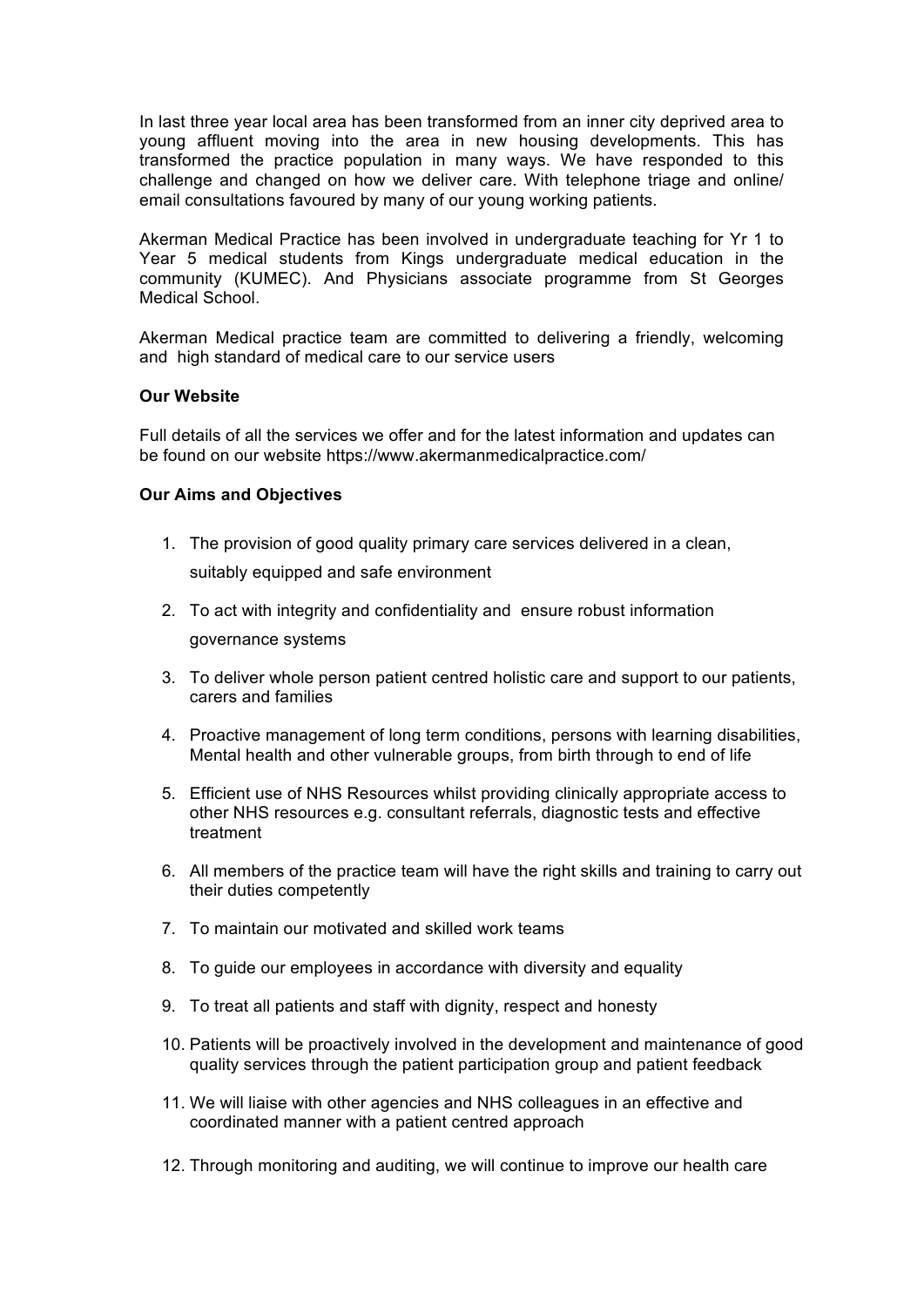In last three year local area has been transformed from an inner city deprived area to young affluent moving into the area in new housing developments. This has transformed the practice population in many ways. We have responded to this challenge and changed on how we deliver care. With telephone triage and online/ email consultations favoured by many of our young working patients.

Akerman Medical Practice has been involved in undergraduate teaching for Yr 1 to Year 5 medical students from Kings undergraduate medical education in the community (KUMEC). And Physicians associate programme from St Georges Medical School.

Akerman Medical practice team are committed to delivering a friendly, welcoming and high standard of medical care to our service users

**Our Website**

Full details of all the services we offer and for the latest information and updates can be found on our website https://www.akermanmedicalpractice.com/

**Our Aims and Objectives**

1. The provision of good quality primary care services delivered in a clean, suitably equipped and safe environment
2. To act with integrity and confidentiality and ensure robust information governance systems
3. To deliver whole person patient centred holistic care and support to our patients, carers and families
4. Proactive management of long term conditions, persons with learning disabilities, Mental health and other vulnerable groups, from birth through to end of life
5. Efficient use of NHS Resources whilst providing clinically appropriate access to other NHS resources e.g. consultant referrals, diagnostic tests and effective treatment
6. All members of the practice team will have the right skills and training to carry out their duties competently
7. To maintain our motivated and skilled work teams
8. To guide our employees in accordance with diversity and equality
9. To treat all patients and staff with dignity, respect and honesty
10. Patients will be proactively involved in the development and maintenance of good quality services through the patient participation group and patient feedback
11. We will liaise with other agencies and NHS colleagues in an effective and coordinated manner with a patient centred approach
12. Through monitoring and auditing, we will continue to improve our health care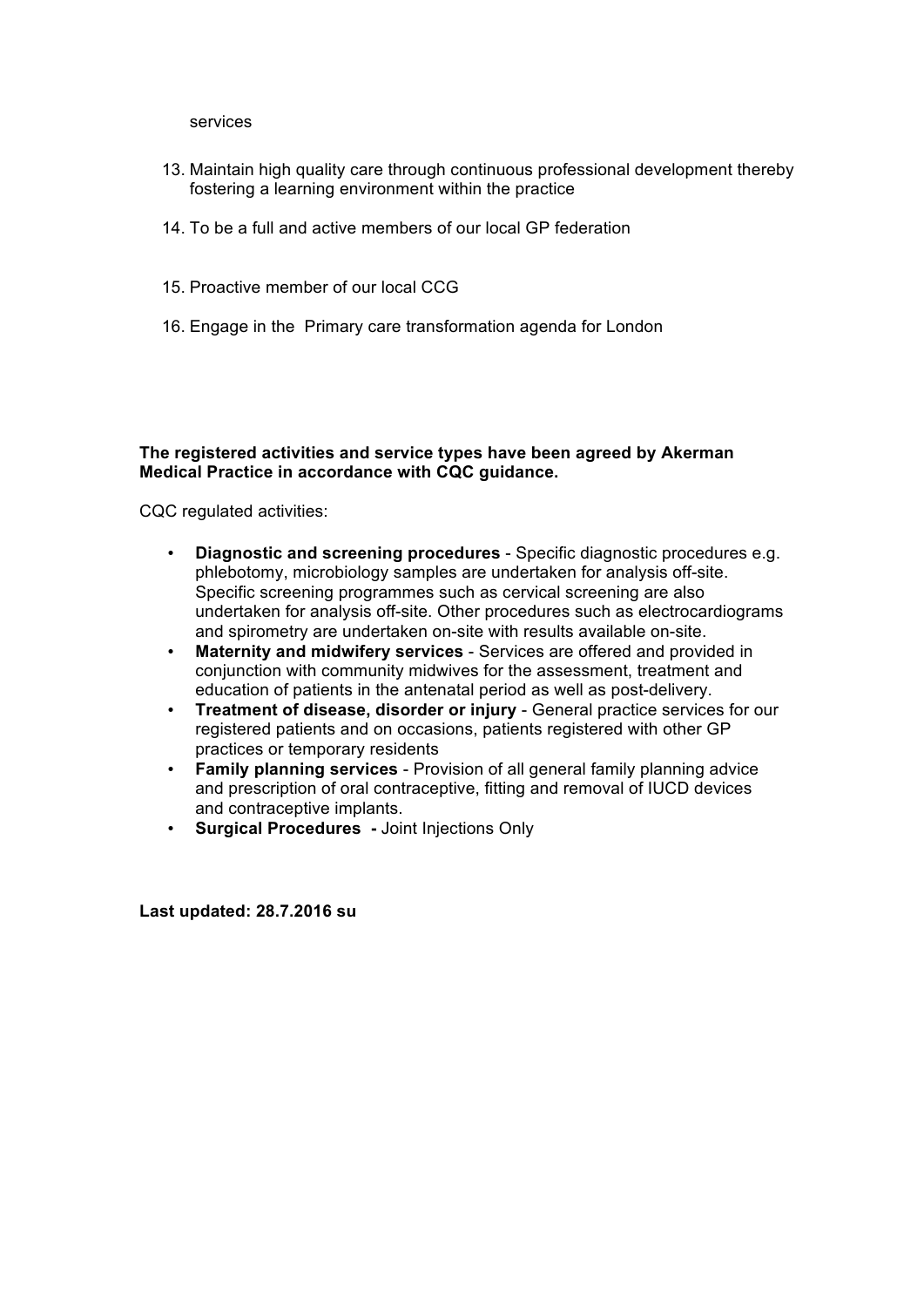services

13. Maintain high quality care through continuous professional development thereby fostering a learning environment within the practice

14. To be a full and active members of our local GP federation

15. Proactive member of our local CCG

16. Engage in the Primary care transformation agenda for London

**The registered activities and service types have been agreed by Akerman Medical Practice in accordance with CQC guidance.**

CQC regulated activities:

- **Diagnostic and screening procedures** - Specific diagnostic procedures e.g. phlebotomy, microbiology samples are undertaken for analysis off-site. Specific screening programmes such as cervical screening are also undertaken for analysis off-site. Other procedures such as electrocardiograms and spirometry are undertaken on-site with results available on-site.
- **Maternity and midwifery services** - Services are offered and provided in conjunction with community midwives for the assessment, treatment and education of patients in the antenatal period as well as post-delivery.
- **Treatment of disease, disorder or injury** - General practice services for our registered patients and on occasions, patients registered with other GP practices or temporary residents
- **Family planning services** - Provision of all general family planning advice and prescription of oral contraceptive, fitting and removal of IUCD devices and contraceptive implants.
- **Surgical Procedures -** Joint Injections Only

**Last updated: 28.7.2016 su**